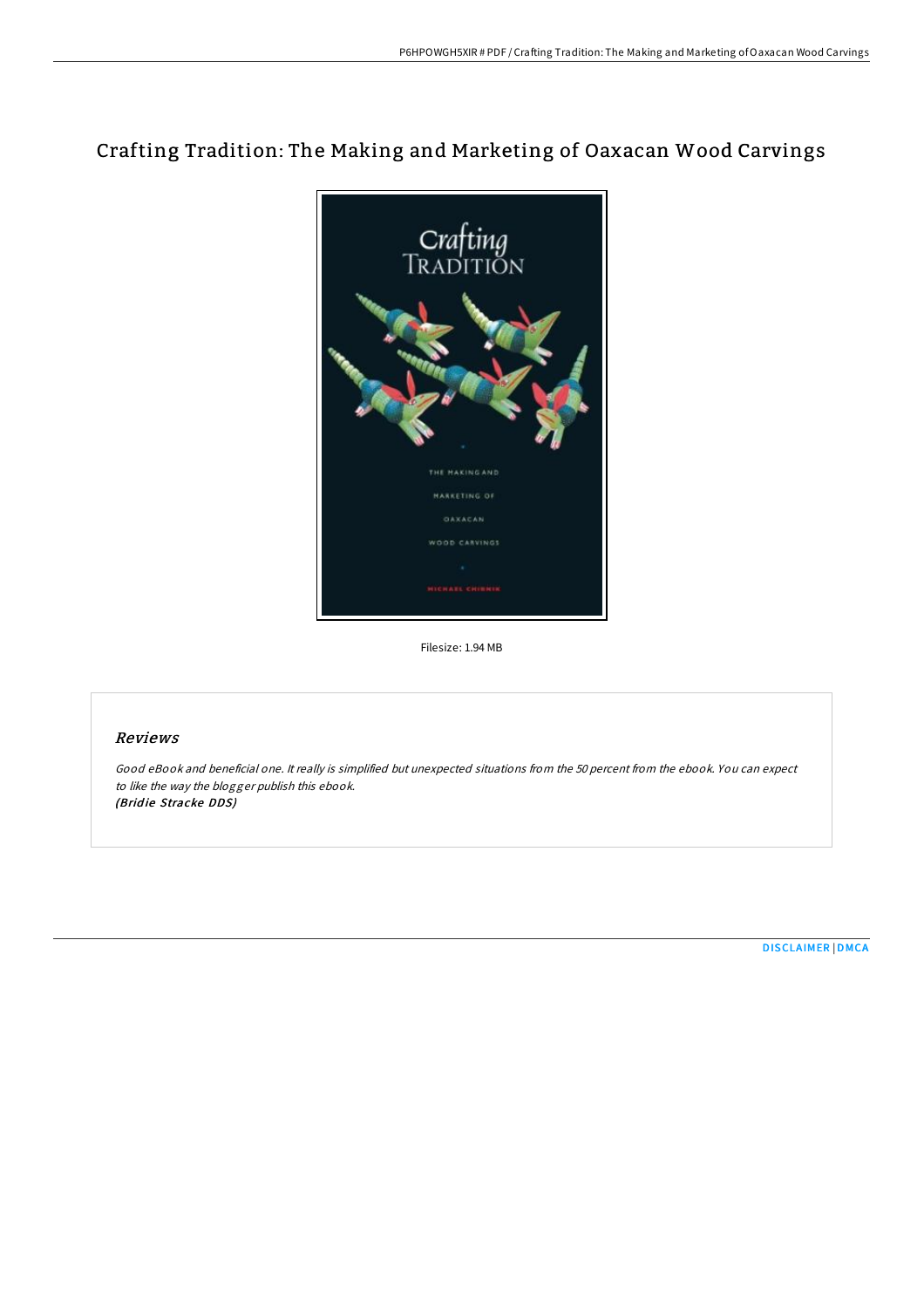# Crafting Tradition: The Making and Marketing of Oaxacan Wood Carvings

Filesize: 1.94 MB

## *Reviews*

*Good eBook and beneficial one. It really is simplified but unexpected situations from the 50 percent from the ebook. You can expect to like the way the blogger publish this ebook.*
***(Bridie Stracke DDS)***

DISCLAIMER | DMCA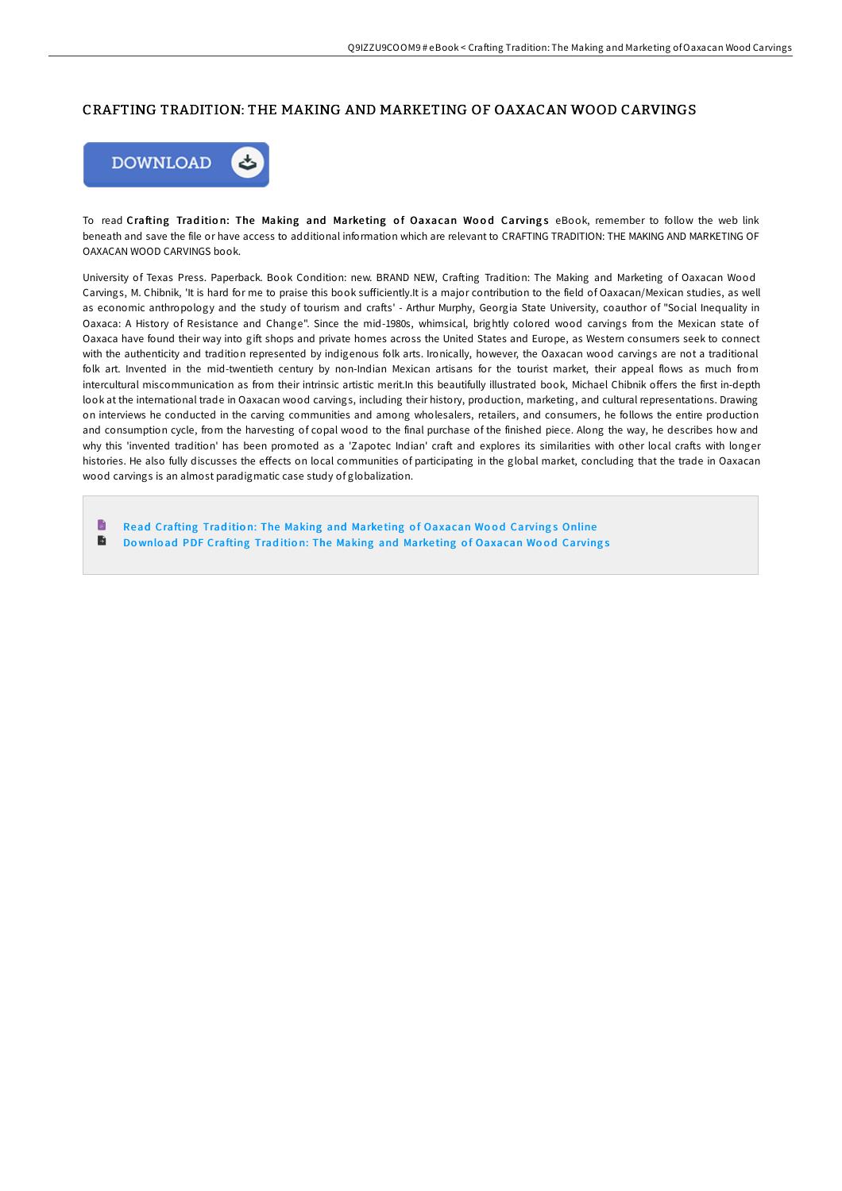# CRAFTING TRADITION: THE MAKING AND MARKETING OF OAXACAN WOOD CARVINGS

DOWNLOAD

To read **Crafting Tradition: The Making and Marketing of Oaxacan Wood Carvings** eBook, remember to follow the web link beneath and save the file or have access to additional information which are relevant to CRAFTING TRADITION: THE MAKING AND MARKETING OF OAXACAN WOOD CARVINGS book.

University of Texas Press. Paperback. Book Condition: new. BRAND NEW, Crafting Tradition: The Making and Marketing of Oaxacan Wood Carvings, M. Chibnik, 'It is hard for me to praise this book sufficiently.It is a major contribution to the field of Oaxacan/Mexican studies, as well as economic anthropology and the study of tourism and crafts' - Arthur Murphy, Georgia State University, coauthor of "Social Inequality in Oaxaca: A History of Resistance and Change". Since the mid-1980s, whimsical, brightly colored wood carvings from the Mexican state of Oaxaca have found their way into gift shops and private homes across the United States and Europe, as Western consumers seek to connect with the authenticity and tradition represented by indigenous folk arts. Ironically, however, the Oaxacan wood carvings are not a traditional folk art. Invented in the mid-twentieth century by non-Indian Mexican artisans for the tourist market, their appeal flows as much from intercultural miscommunication as from their intrinsic artistic merit.In this beautifully illustrated book, Michael Chibnik offers the first in-depth look at the international trade in Oaxacan wood carvings, including their history, production, marketing, and cultural representations. Drawing on interviews he conducted in the carving communities and among wholesalers, retailers, and consumers, he follows the entire production and consumption cycle, from the harvesting of copal wood to the final purchase of the finished piece. Along the way, he describes how and why this 'invented tradition' has been promoted as a 'Zapotec Indian' craft and explores its similarities with other local crafts with longer histories. He also fully discusses the effects on local communities of participating in the global market, concluding that the trade in Oaxacan wood carvings is an almost paradigmatic case study of globalization.

- Read Crafting Tradition: The Making and Marketing of Oaxacan Wood Carvings Online
- Download PDF Crafting Tradition: The Making and Marketing of Oaxacan Wood Carvings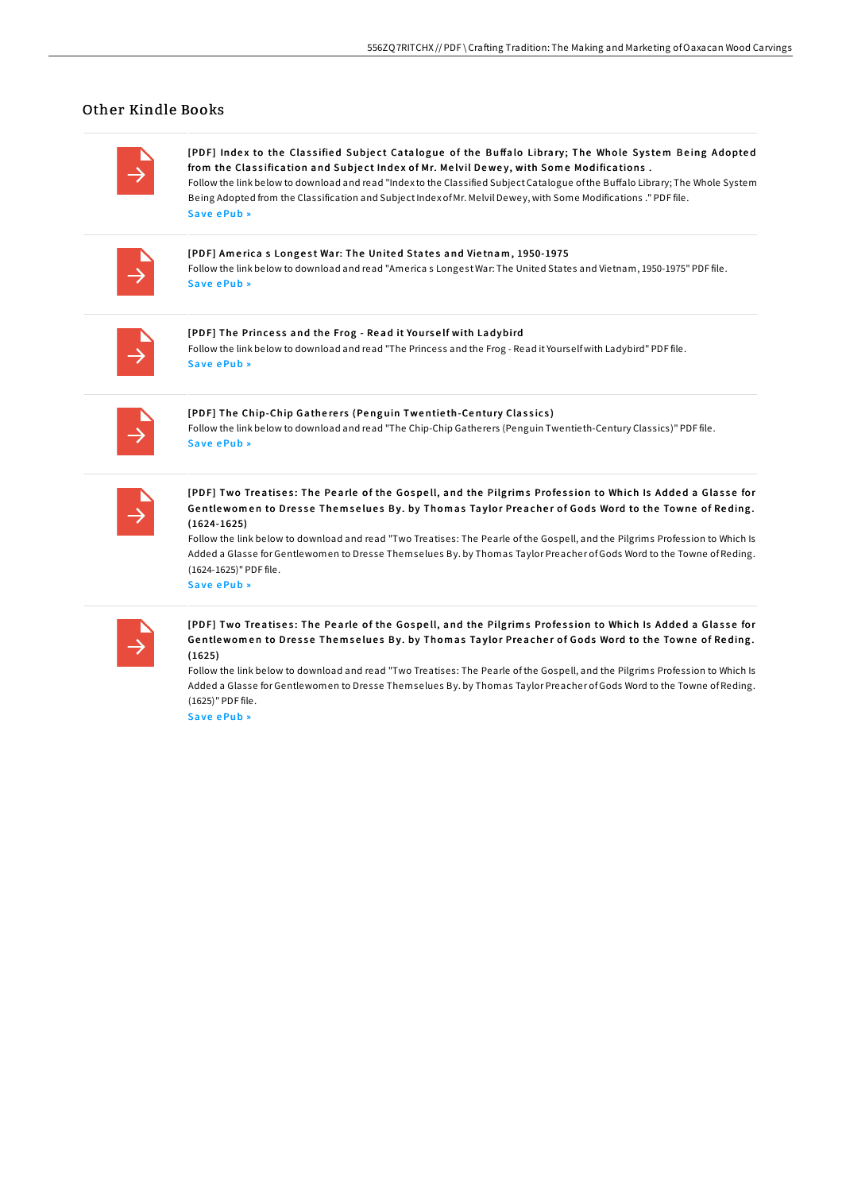## Other Kindle Books

**[PDF] Index to the Classified Subject Catalogue of the Buffalo Library; The Whole System Being Adopted from the Classification and Subject Index of Mr. Melvil Dewey, with Some Modifications .**

Follow the link below to download and read "Index to the Classified Subject Catalogue of the Buffalo Library; The Whole System Being Adopted from the Classification and Subject Index of Mr. Melvil Dewey, with Some Modifications ." PDF file.

Save ePub »

**[PDF] America s Longest War: The United States and Vietnam, 1950-1975**

Follow the link below to download and read "America s Longest War: The United States and Vietnam, 1950-1975" PDF file.

Save ePub »

**[PDF] The Princess and the Frog - Read it Yourself with Ladybird**

Follow the link below to download and read "The Princess and the Frog - Read it Yourself with Ladybird" PDF file.

Save ePub »

**[PDF] The Chip-Chip Gatherers (Penguin Twentieth-Century Classics)**

Follow the link below to download and read "The Chip-Chip Gatherers (Penguin Twentieth-Century Classics)" PDF file.

Save ePub »

**[PDF] Two Treatises: The Pearle of the Gospell, and the Pilgrims Profession to Which Is Added a Glasse for Gentlewomen to Dresse Themselues By. by Thomas Taylor Preacher of Gods Word to the Towne of Reding. (1624-1625)**

Follow the link below to download and read "Two Treatises: The Pearle of the Gospell, and the Pilgrims Profession to Which Is Added a Glasse for Gentlewomen to Dresse Themselues By. by Thomas Taylor Preacher of Gods Word to the Towne of Reding. (1624-1625)" PDF file.

Save ePub »

**[PDF] Two Treatises: The Pearle of the Gospell, and the Pilgrims Profession to Which Is Added a Glasse for Gentlewomen to Dresse Themselues By. by Thomas Taylor Preacher of Gods Word to the Towne of Reding. (1625)**

Follow the link below to download and read "Two Treatises: The Pearle of the Gospell, and the Pilgrims Profession to Which Is Added a Glasse for Gentlewomen to Dresse Themselues By. by Thomas Taylor Preacher of Gods Word to the Towne of Reding. (1625)" PDF file.

Save ePub »